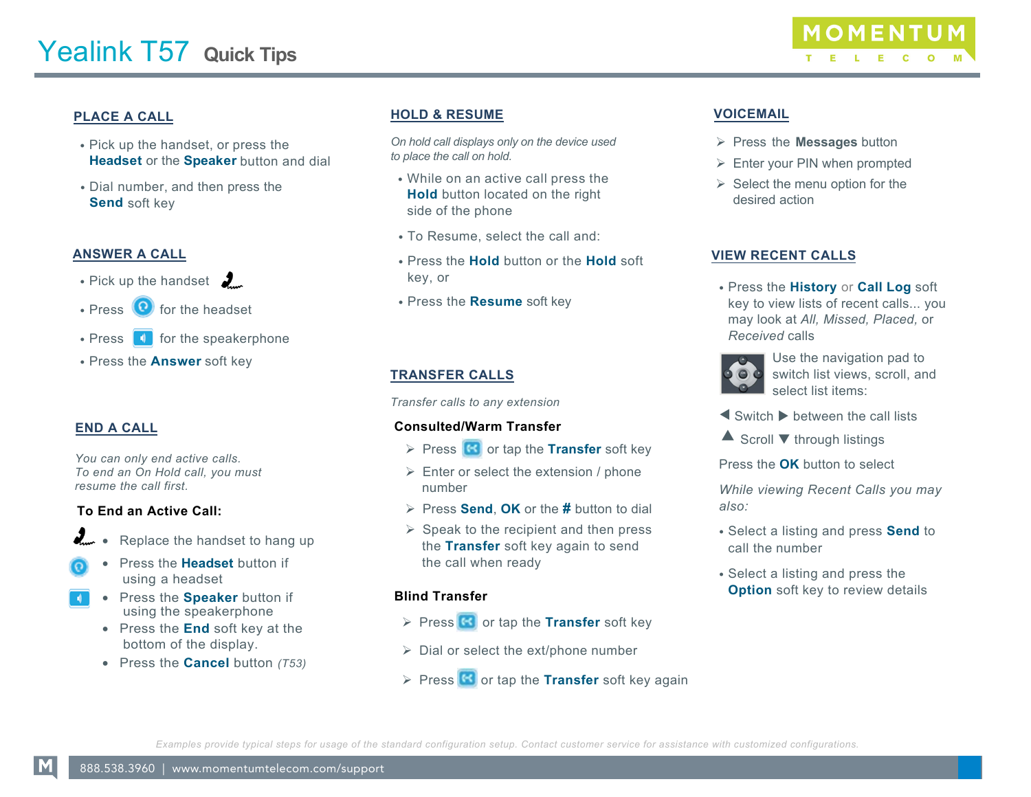# Yealink T57 Quick Tips

MOMENTUM TELECOM

## PLACE A CALL

- Pick up the handset, or press the **Headset** or the **Speaker** button and dial
- Dial number, and then press the **Send** soft key

## ANSWER A CALL

- Pick up the handset
- Press for the headset
- Press for the speakerphone
- Press the **Answer** soft key

## END A CALL

*You can only end active calls. To end an On Hold call, you must resume the call first.*

**To End an Active Call:**

- Replace the handset to hang up
- Press the **Headset** button if using a headset
- Press the **Speaker** button if using the speakerphone
- Press the **End** soft key at the bottom of the display.
- Press the **Cancel** button *(T53)*

## HOLD & RESUME

*On hold call displays only on the device used to place the call on hold.*

- While on an active call press the **Hold** button located on the right side of the phone
- To Resume, select the call and:
- Press the **Hold** button or the **Hold** soft key, or
- Press the **Resume** soft key

## TRANSFER CALLS

*Transfer calls to any extension*

**Consulted/Warm Transfer**

- Press or tap the **Transfer** soft key
- Enter or select the extension / phone number
- Press **Send**, **OK** or the **#** button to dial
- Speak to the recipient and then press the **Transfer** soft key again to send the call when ready

**Blind Transfer**

- Press or tap the **Transfer** soft key
- Dial or select the ext/phone number
- Press or tap the **Transfer** soft key again

## VOICEMAIL

- Press the **Messages** button
- Enter your PIN when prompted
- Select the menu option for the desired action

## VIEW RECENT CALLS

- Press the **History** or **Call Log** soft key to view lists of recent calls... you may look at *All, Missed, Placed,* or *Received* calls

Use the navigation pad to switch list views, scroll, and select list items:

◄ Switch ► between the call lists

▲ Scroll ▼ through listings

Press the **OK** button to select

*While viewing Recent Calls you may also:*

- Select a listing and press **Send** to call the number
- Select a listing and press the **Option** soft key to review details

*Examples provide typical steps for usage of the standard configuration setup. Contact customer service for assistance with customized configurations.*

888.538.3960 | www.momentumtelecom.com/support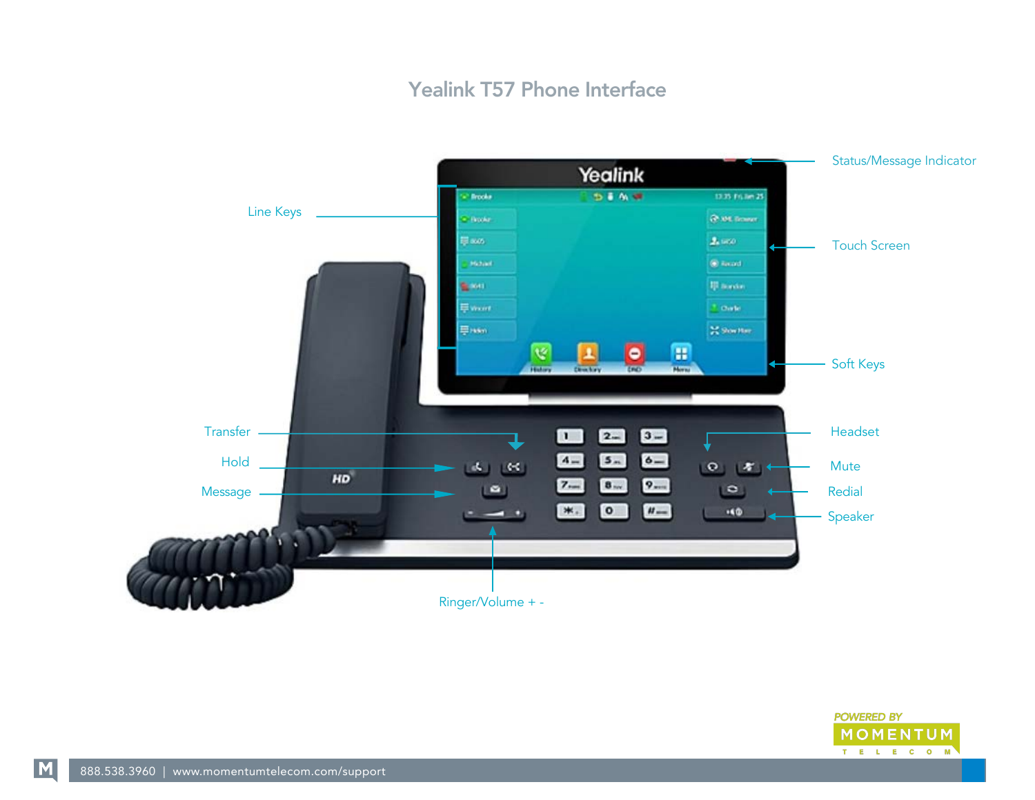# Yealink T57 Phone Interface

Line Keys

Status/Message Indicator

Touch Screen

Soft Keys

Transfer

Hold

Message

Headset

Mute

Redial

Speaker

Ringer/Volume + -

POWERED BY MOMENTUM TELECOM

888.538.3960 | www.momentumtelecom.com/support